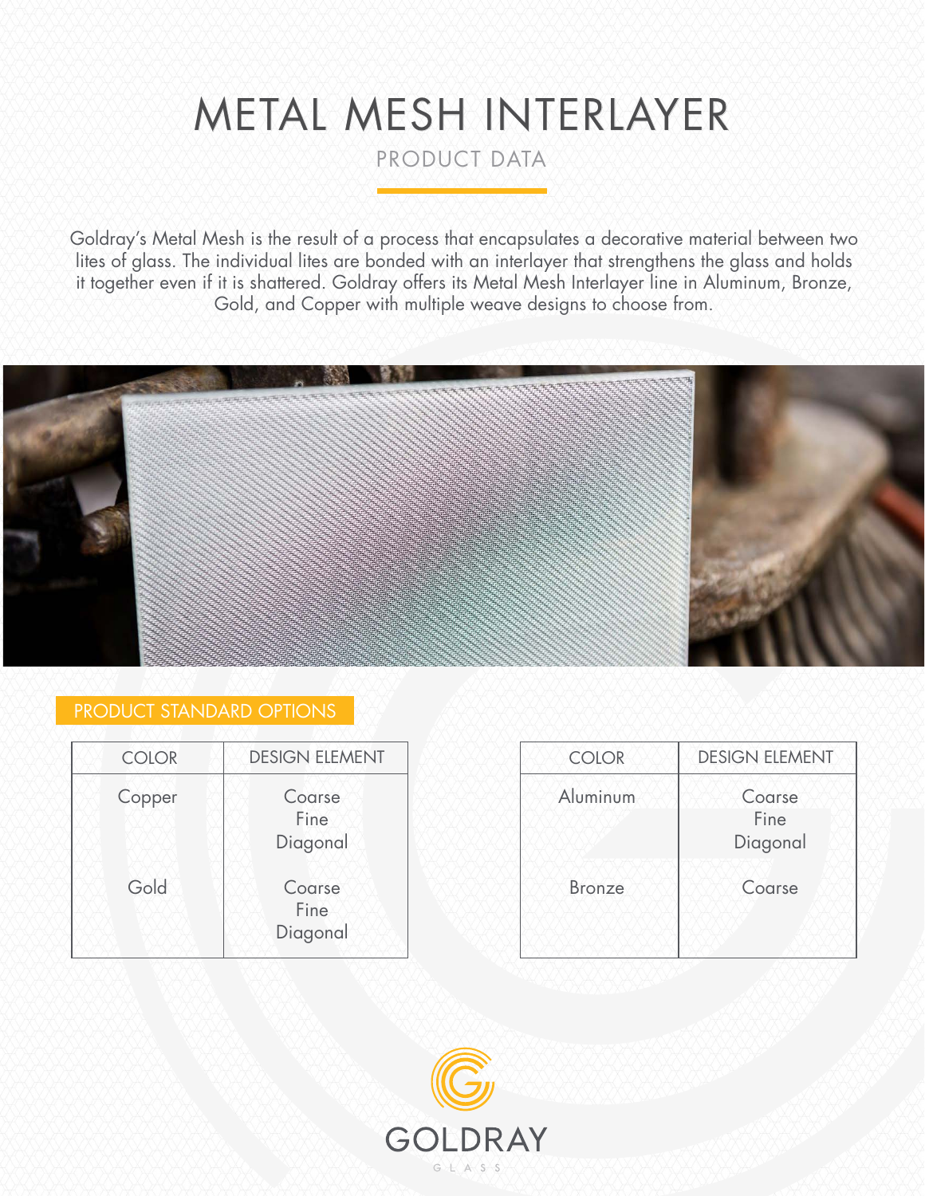# METAL MESH INTERLAYER

## PRODUCT DATA

Goldray's Metal Mesh is the result of a process that encapsulates a decorative material between two lites of glass. The individual lites are bonded with an interlayer that strengthens the glass and holds it together even if it is shattered. Goldray offers its Metal Mesh Interlayer line in Aluminum, Bronze, Gold, and Copper with multiple weave designs to choose from.

### PRODUCT STANDARD OPTIONS

| COLOR | DESIGN ELEMENT |
|---|---|
| Copper | Coarse<br>Fine<br>Diagonal |
| Gold | Coarse<br>Fine<br>Diagonal |

| COLOR | DESIGN ELEMENT |
|---|---|
| Aluminum | Coarse<br>Fine<br>Diagonal |
| Bronze | Coarse |

GOLDRAY
GLASS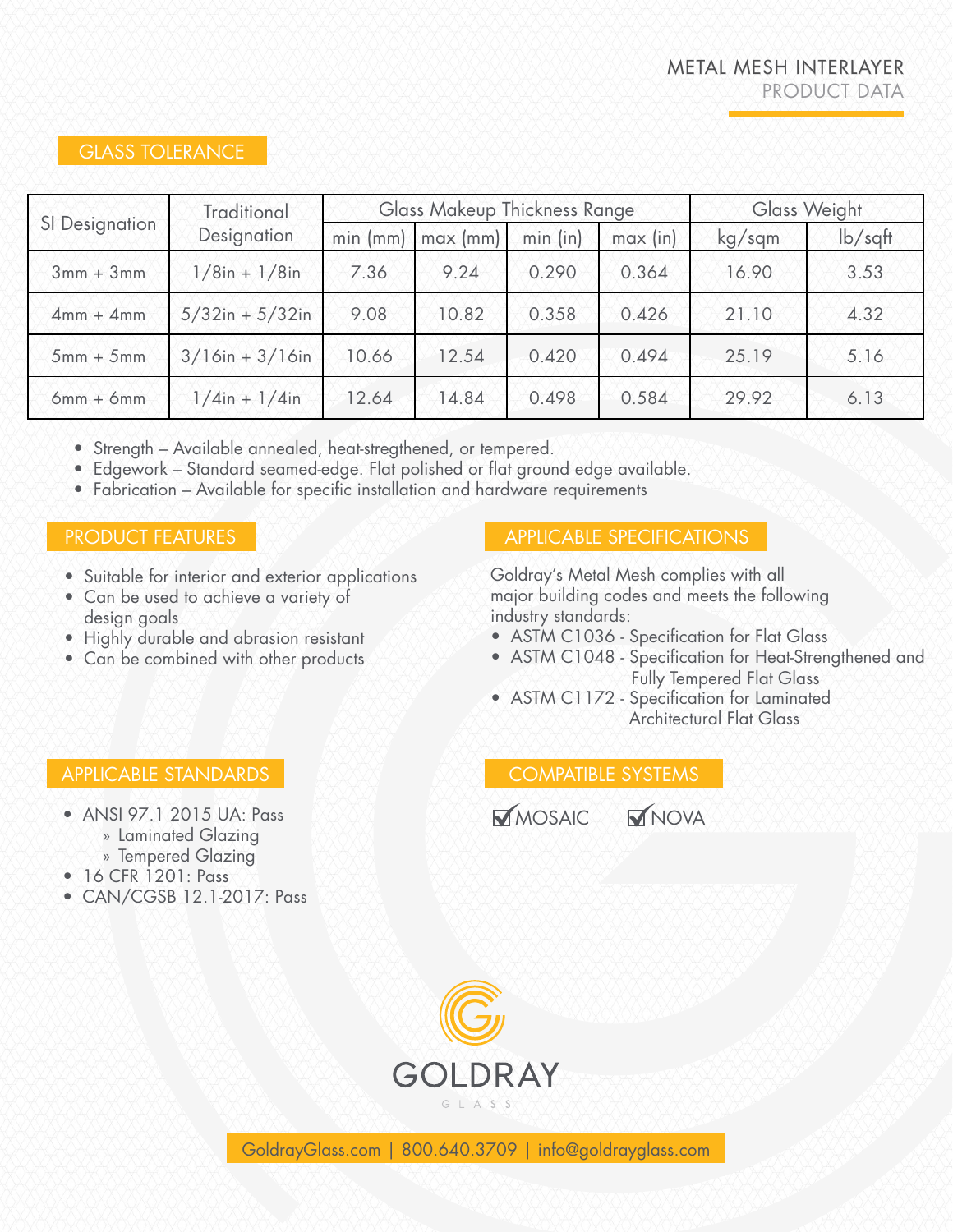# METAL MESH INTERLAYER

PRODUCT DATA

## GLASS TOLERANCE

| SI Designation | Traditional Designation | Glass Makeup Thickness Range | | | | Glass Weight | |
|---|---|---|---|---|---|---|---|
| | | min (mm) | max (mm) | min (in) | max (in) | kg/sqm | lb/sqft |
| 3mm + 3mm | 1/8in + 1/8in | 7.36 | 9.24 | 0.290 | 0.364 | 16.90 | 3.53 |
| 4mm + 4mm | 5/32in + 5/32in | 9.08 | 10.82 | 0.358 | 0.426 | 21.10 | 4.32 |
| 5mm + 5mm | 3/16in + 3/16in | 10.66 | 12.54 | 0.420 | 0.494 | 25.19 | 5.16 |
| 6mm + 6mm | 1/4in + 1/4in | 12.64 | 14.84 | 0.498 | 0.584 | 29.92 | 6.13 |

- Strength – Available annealed, heat-stregthened, or tempered.
- Edgework – Standard seamed-edge. Flat polished or flat ground edge available.
- Fabrication – Available for specific installation and hardware requirements

## PRODUCT FEATURES

- Suitable for interior and exterior applications
- Can be used to achieve a variety of design goals
- Highly durable and abrasion resistant
- Can be combined with other products

## APPLICABLE SPECIFICATIONS

Goldray's Metal Mesh complies with all major building codes and meets the following industry standards:

- ASTM C1036 - Specification for Flat Glass
- ASTM C1048 - Specification for Heat-Strengthened and Fully Tempered Flat Glass
- ASTM C1172 - Specification for Laminated Architectural Flat Glass

## APPLICABLE STANDARDS

- ANSI 97.1 2015 UA: Pass
  - » Laminated Glazing
  - » Tempered Glazing
- 16 CFR 1201: Pass
- CAN/CGSB 12.1-2017: Pass

## COMPATIBLE SYSTEMS

☑ MOSAIC ☑ NOVA

GOLDRAY GLASS

GoldrayGlass.com | 800.640.3709 | info@goldrayglass.com